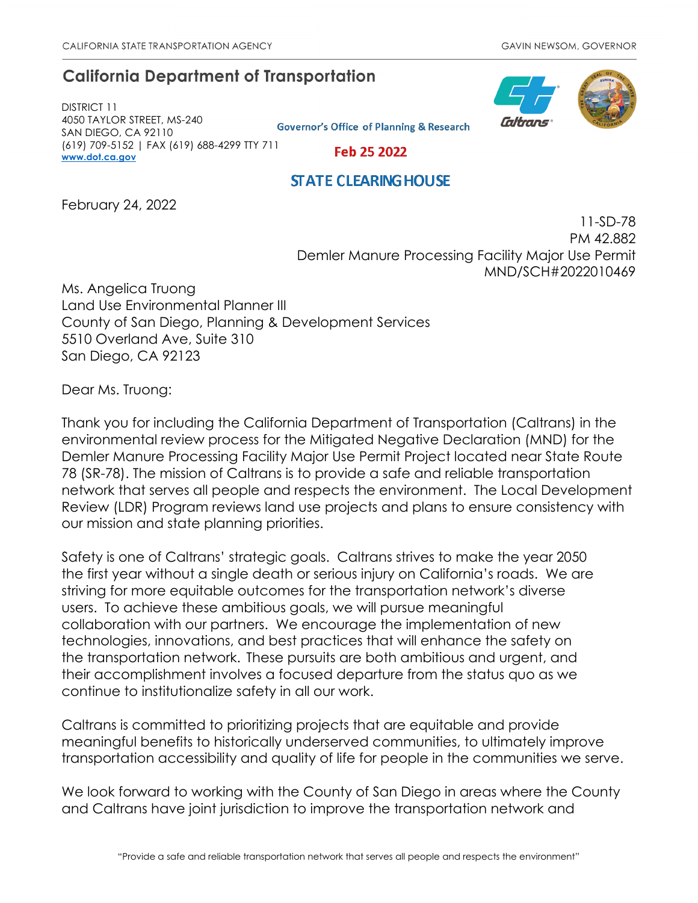CALIFORNIA STATE TRANSPORTATION AGENCY GAVIN NEWSOM, GOVERNOR

# California Department of Transportation

DISTRICT 11
4050 TAYLOR STREET, MS-240
SAN DIEGO, CA 92110
(619) 709-5152 | FAX (619) 688-4299 TTY 711
www.dot.ca.gov

Governor's Office of Planning & Research

Feb 25 2022

STATE CLEARING HOUSE

February 24, 2022

11-SD-78
PM 42.882
Demler Manure Processing Facility Major Use Permit
MND/SCH#2022010469

Ms. Angelica Truong
Land Use Environmental Planner III
County of San Diego, Planning & Development Services
5510 Overland Ave, Suite 310
San Diego, CA 92123

Dear Ms. Truong:

Thank you for including the California Department of Transportation (Caltrans) in the environmental review process for the Mitigated Negative Declaration (MND) for the Demler Manure Processing Facility Major Use Permit Project located near State Route 78 (SR-78). The mission of Caltrans is to provide a safe and reliable transportation network that serves all people and respects the environment. The Local Development Review (LDR) Program reviews land use projects and plans to ensure consistency with our mission and state planning priorities.

Safety is one of Caltrans' strategic goals. Caltrans strives to make the year 2050 the first year without a single death or serious injury on California's roads. We are striving for more equitable outcomes for the transportation network's diverse users. To achieve these ambitious goals, we will pursue meaningful collaboration with our partners. We encourage the implementation of new technologies, innovations, and best practices that will enhance the safety on the transportation network. These pursuits are both ambitious and urgent, and their accomplishment involves a focused departure from the status quo as we continue to institutionalize safety in all our work.

Caltrans is committed to prioritizing projects that are equitable and provide meaningful benefits to historically underserved communities, to ultimately improve transportation accessibility and quality of life for people in the communities we serve.

We look forward to working with the County of San Diego in areas where the County and Caltrans have joint jurisdiction to improve the transportation network and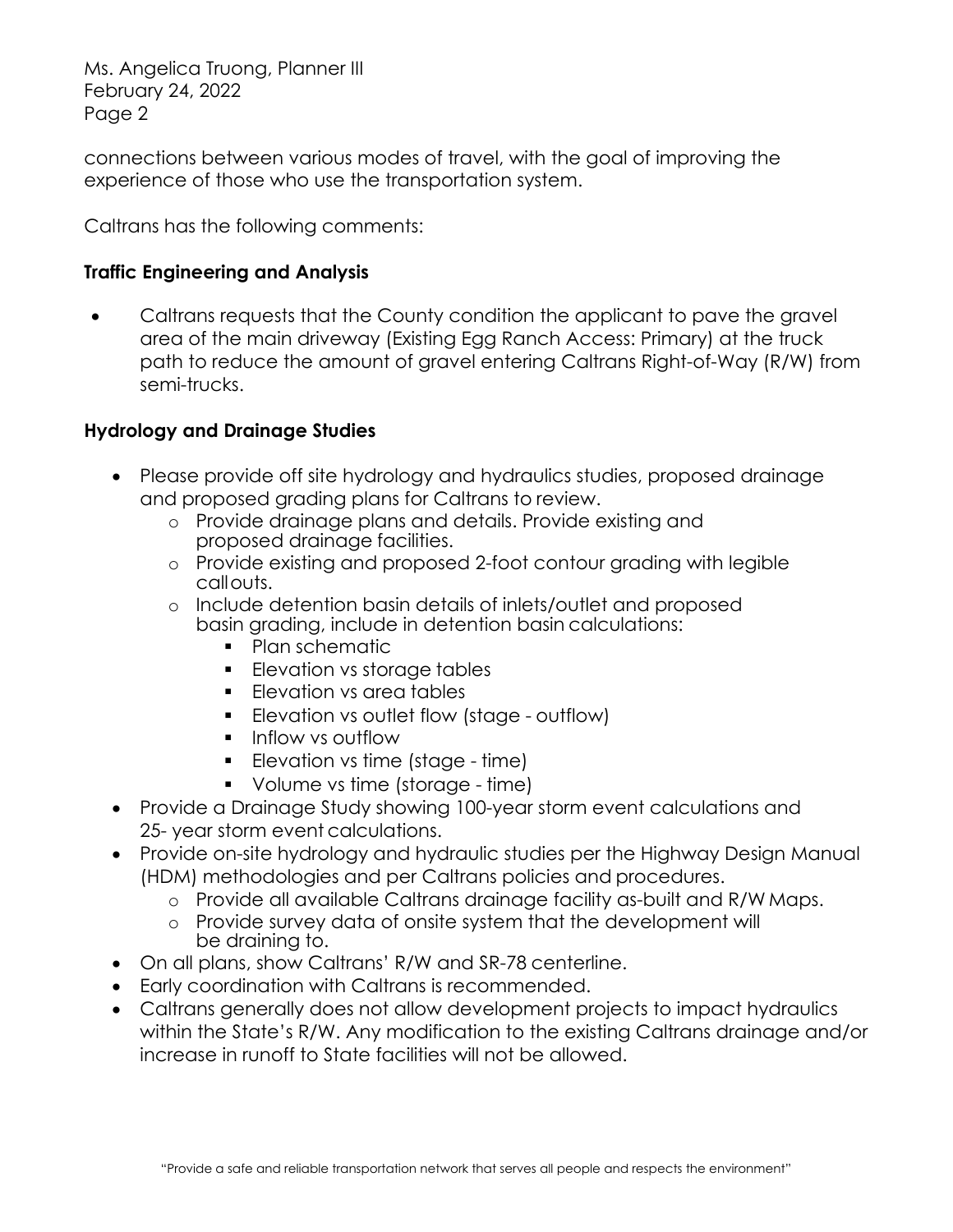connections between various modes of travel, with the goal of improving the experience of those who use the transportation system.

Caltrans has the following comments:

**Traffic Engineering and Analysis**

- Caltrans requests that the County condition the applicant to pave the gravel area of the main driveway (Existing Egg Ranch Access: Primary) at the truck path to reduce the amount of gravel entering Caltrans Right-of-Way (R/W) from semi-trucks.

**Hydrology and Drainage Studies**

- Please provide off site hydrology and hydraulics studies, proposed drainage and proposed grading plans for Caltrans to review.
  - Provide drainage plans and details. Provide existing and proposed drainage facilities.
  - Provide existing and proposed 2-foot contour grading with legible callouts.
  - Include detention basin details of inlets/outlet and proposed basin grading, include in detention basin calculations:
    - Plan schematic
    - Elevation vs storage tables
    - Elevation vs area tables
    - Elevation vs outlet flow (stage - outflow)
    - Inflow vs outflow
    - Elevation vs time (stage - time)
    - Volume vs time (storage - time)
- Provide a Drainage Study showing 100-year storm event calculations and 25- year storm event calculations.
- Provide on-site hydrology and hydraulic studies per the Highway Design Manual (HDM) methodologies and per Caltrans policies and procedures.
  - Provide all available Caltrans drainage facility as-built and R/W Maps.
  - Provide survey data of onsite system that the development will be draining to.
- On all plans, show Caltrans' R/W and SR-78 centerline.
- Early coordination with Caltrans is recommended.
- Caltrans generally does not allow development projects to impact hydraulics within the State's R/W. Any modification to the existing Caltrans drainage and/or increase in runoff to State facilities will not be allowed.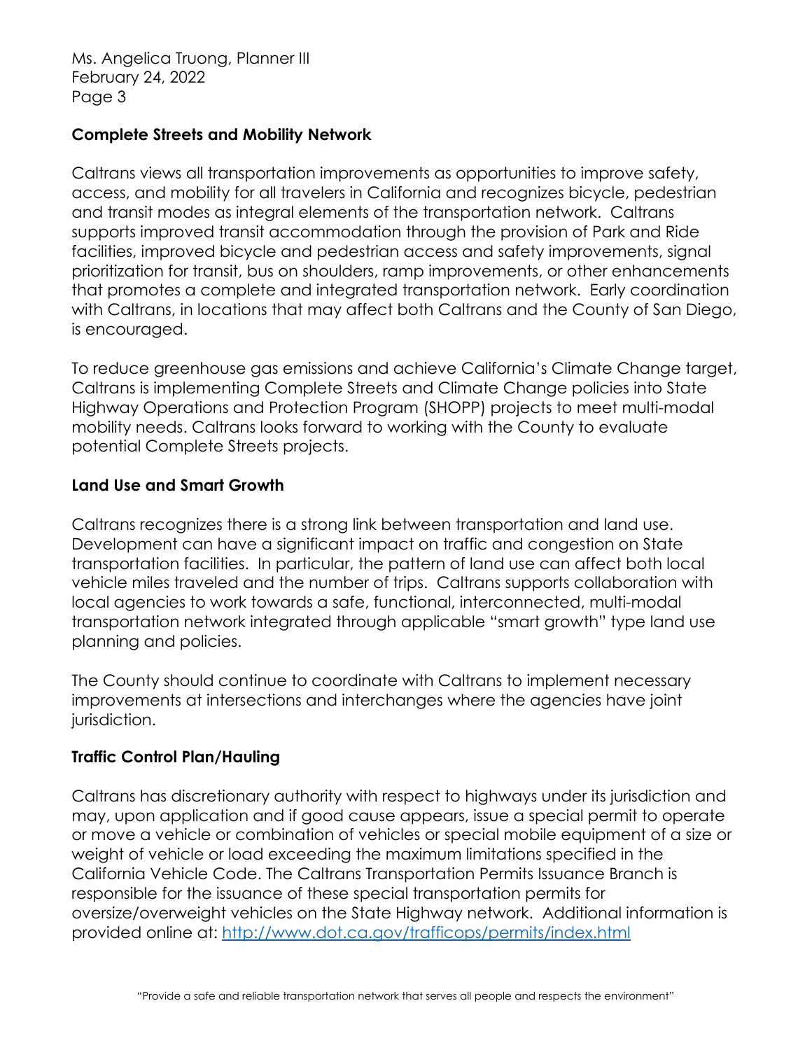## Complete Streets and Mobility Network

Caltrans views all transportation improvements as opportunities to improve safety, access, and mobility for all travelers in California and recognizes bicycle, pedestrian and transit modes as integral elements of the transportation network. Caltrans supports improved transit accommodation through the provision of Park and Ride facilities, improved bicycle and pedestrian access and safety improvements, signal prioritization for transit, bus on shoulders, ramp improvements, or other enhancements that promotes a complete and integrated transportation network. Early coordination with Caltrans, in locations that may affect both Caltrans and the County of San Diego, is encouraged.

To reduce greenhouse gas emissions and achieve California's Climate Change target, Caltrans is implementing Complete Streets and Climate Change policies into State Highway Operations and Protection Program (SHOPP) projects to meet multi-modal mobility needs. Caltrans looks forward to working with the County to evaluate potential Complete Streets projects.

## Land Use and Smart Growth

Caltrans recognizes there is a strong link between transportation and land use. Development can have a significant impact on traffic and congestion on State transportation facilities. In particular, the pattern of land use can affect both local vehicle miles traveled and the number of trips. Caltrans supports collaboration with local agencies to work towards a safe, functional, interconnected, multi-modal transportation network integrated through applicable "smart growth" type land use planning and policies.

The County should continue to coordinate with Caltrans to implement necessary improvements at intersections and interchanges where the agencies have joint jurisdiction.

## Traffic Control Plan/Hauling

Caltrans has discretionary authority with respect to highways under its jurisdiction and may, upon application and if good cause appears, issue a special permit to operate or move a vehicle or combination of vehicles or special mobile equipment of a size or weight of vehicle or load exceeding the maximum limitations specified in the California Vehicle Code. The Caltrans Transportation Permits Issuance Branch is responsible for the issuance of these special transportation permits for oversize/overweight vehicles on the State Highway network. Additional information is provided online at: [http://www.dot.ca.gov/trafficops/permits/index.html](http://www.dot.ca.gov/trafficops/permits/index.html)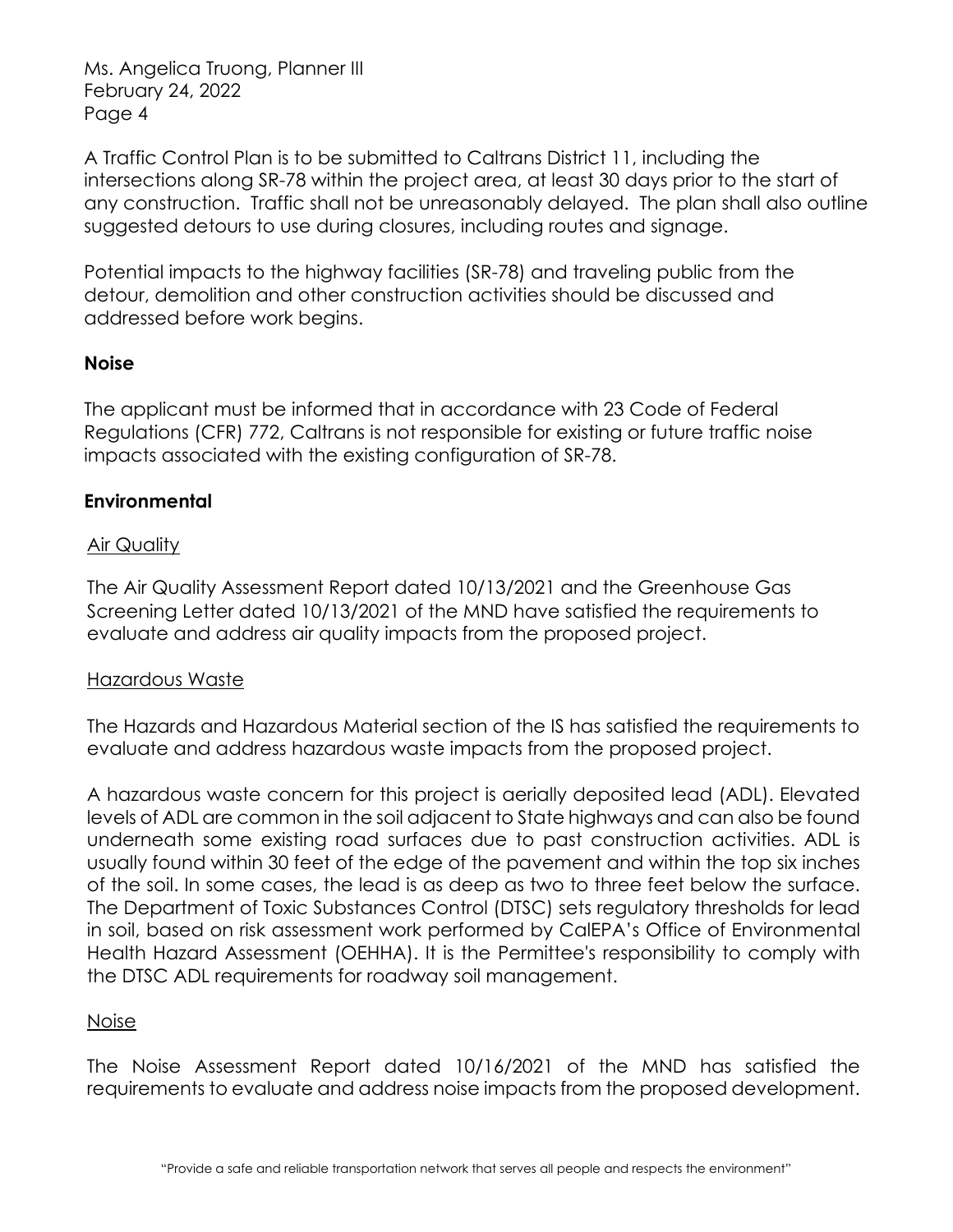A Traffic Control Plan is to be submitted to Caltrans District 11, including the intersections along SR-78 within the project area, at least 30 days prior to the start of any construction. Traffic shall not be unreasonably delayed. The plan shall also outline suggested detours to use during closures, including routes and signage.

Potential impacts to the highway facilities (SR-78) and traveling public from the detour, demolition and other construction activities should be discussed and addressed before work begins.

**Noise**

The applicant must be informed that in accordance with 23 Code of Federal Regulations (CFR) 772, Caltrans is not responsible for existing or future traffic noise impacts associated with the existing configuration of SR-78.

**Environmental**

Air Quality

The Air Quality Assessment Report dated 10/13/2021 and the Greenhouse Gas Screening Letter dated 10/13/2021 of the MND have satisfied the requirements to evaluate and address air quality impacts from the proposed project.

Hazardous Waste

The Hazards and Hazardous Material section of the IS has satisfied the requirements to evaluate and address hazardous waste impacts from the proposed project.

A hazardous waste concern for this project is aerially deposited lead (ADL). Elevated levels of ADL are common in the soil adjacent to State highways and can also be found underneath some existing road surfaces due to past construction activities. ADL is usually found within 30 feet of the edge of the pavement and within the top six inches of the soil. In some cases, the lead is as deep as two to three feet below the surface. The Department of Toxic Substances Control (DTSC) sets regulatory thresholds for lead in soil, based on risk assessment work performed by CalEPA's Office of Environmental Health Hazard Assessment (OEHHA). It is the Permittee's responsibility to comply with the DTSC ADL requirements for roadway soil management.

Noise

The Noise Assessment Report dated 10/16/2021 of the MND has satisfied the requirements to evaluate and address noise impacts from the proposed development.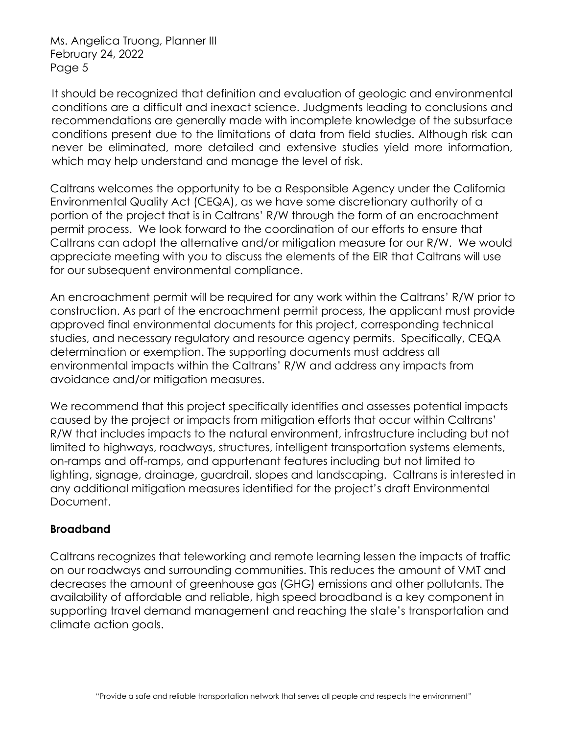It should be recognized that definition and evaluation of geologic and environmental conditions are a difficult and inexact science. Judgments leading to conclusions and recommendations are generally made with incomplete knowledge of the subsurface conditions present due to the limitations of data from field studies. Although risk can never be eliminated, more detailed and extensive studies yield more information, which may help understand and manage the level of risk.

Caltrans welcomes the opportunity to be a Responsible Agency under the California Environmental Quality Act (CEQA), as we have some discretionary authority of a portion of the project that is in Caltrans' R/W through the form of an encroachment permit process. We look forward to the coordination of our efforts to ensure that Caltrans can adopt the alternative and/or mitigation measure for our R/W. We would appreciate meeting with you to discuss the elements of the EIR that Caltrans will use for our subsequent environmental compliance.

An encroachment permit will be required for any work within the Caltrans' R/W prior to construction. As part of the encroachment permit process, the applicant must provide approved final environmental documents for this project, corresponding technical studies, and necessary regulatory and resource agency permits. Specifically, CEQA determination or exemption. The supporting documents must address all environmental impacts within the Caltrans' R/W and address any impacts from avoidance and/or mitigation measures.

We recommend that this project specifically identifies and assesses potential impacts caused by the project or impacts from mitigation efforts that occur within Caltrans' R/W that includes impacts to the natural environment, infrastructure including but not limited to highways, roadways, structures, intelligent transportation systems elements, on-ramps and off-ramps, and appurtenant features including but not limited to lighting, signage, drainage, guardrail, slopes and landscaping. Caltrans is interested in any additional mitigation measures identified for the project's draft Environmental Document.

**Broadband**

Caltrans recognizes that teleworking and remote learning lessen the impacts of traffic on our roadways and surrounding communities. This reduces the amount of VMT and decreases the amount of greenhouse gas (GHG) emissions and other pollutants. The availability of affordable and reliable, high speed broadband is a key component in supporting travel demand management and reaching the state's transportation and climate action goals.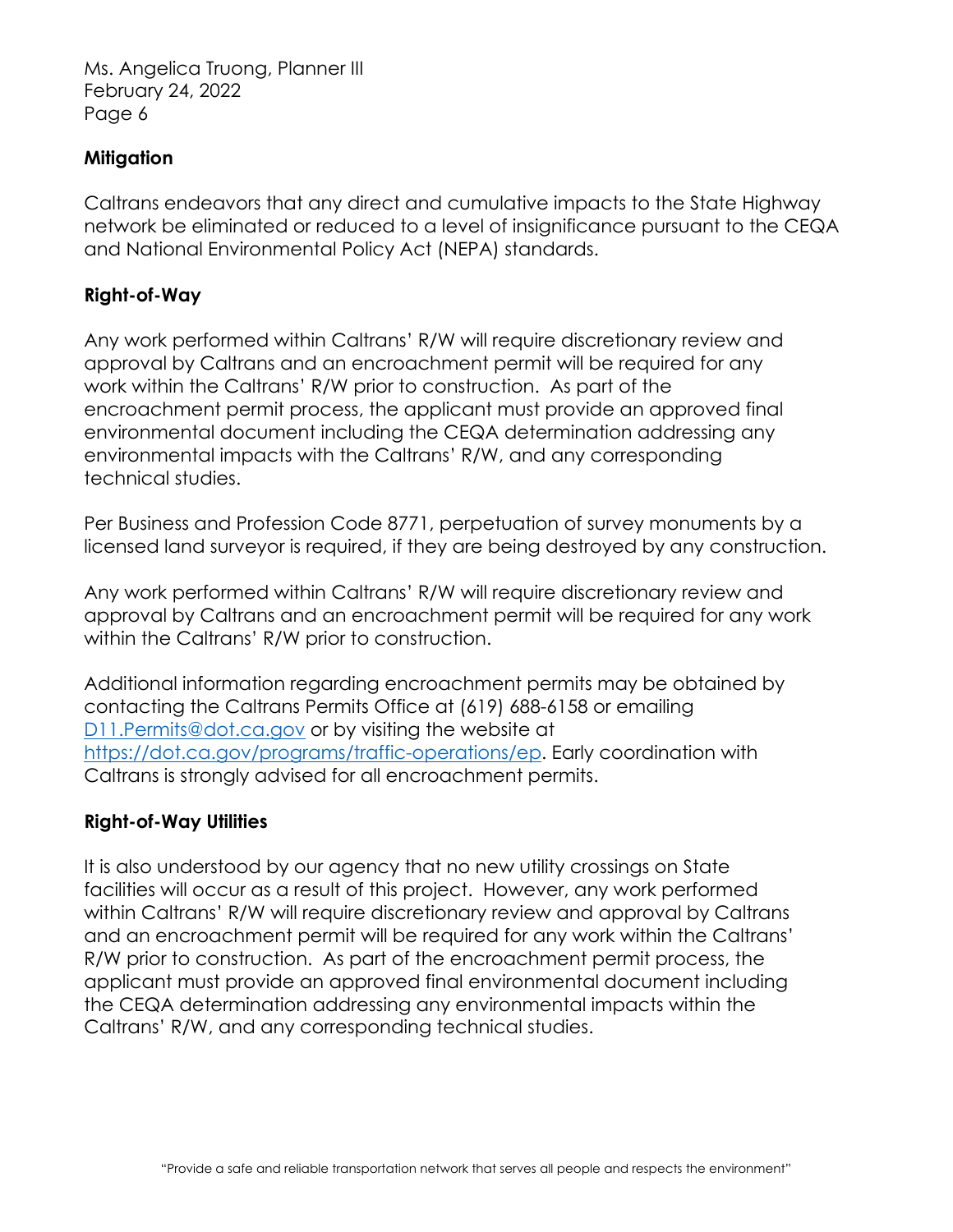Ms. Angelica Truong, Planner III
February 24, 2022
Page 6

**Mitigation**

Caltrans endeavors that any direct and cumulative impacts to the State Highway network be eliminated or reduced to a level of insignificance pursuant to the CEQA and National Environmental Policy Act (NEPA) standards.

**Right-of-Way**

Any work performed within Caltrans' R/W will require discretionary review and approval by Caltrans and an encroachment permit will be required for any work within the Caltrans' R/W prior to construction. As part of the encroachment permit process, the applicant must provide an approved final environmental document including the CEQA determination addressing any environmental impacts with the Caltrans' R/W, and any corresponding technical studies.

Per Business and Profession Code 8771, perpetuation of survey monuments by a licensed land surveyor is required, if they are being destroyed by any construction.

Any work performed within Caltrans' R/W will require discretionary review and approval by Caltrans and an encroachment permit will be required for any work within the Caltrans' R/W prior to construction.

Additional information regarding encroachment permits may be obtained by contacting the Caltrans Permits Office at (619) 688-6158 or emailing D11.Permits@dot.ca.gov or by visiting the website at https://dot.ca.gov/programs/traffic-operations/ep. Early coordination with Caltrans is strongly advised for all encroachment permits.

**Right-of-Way Utilities**

It is also understood by our agency that no new utility crossings on State facilities will occur as a result of this project. However, any work performed within Caltrans' R/W will require discretionary review and approval by Caltrans and an encroachment permit will be required for any work within the Caltrans' R/W prior to construction. As part of the encroachment permit process, the applicant must provide an approved final environmental document including the CEQA determination addressing any environmental impacts within the Caltrans' R/W, and any corresponding technical studies.

"Provide a safe and reliable transportation network that serves all people and respects the environment"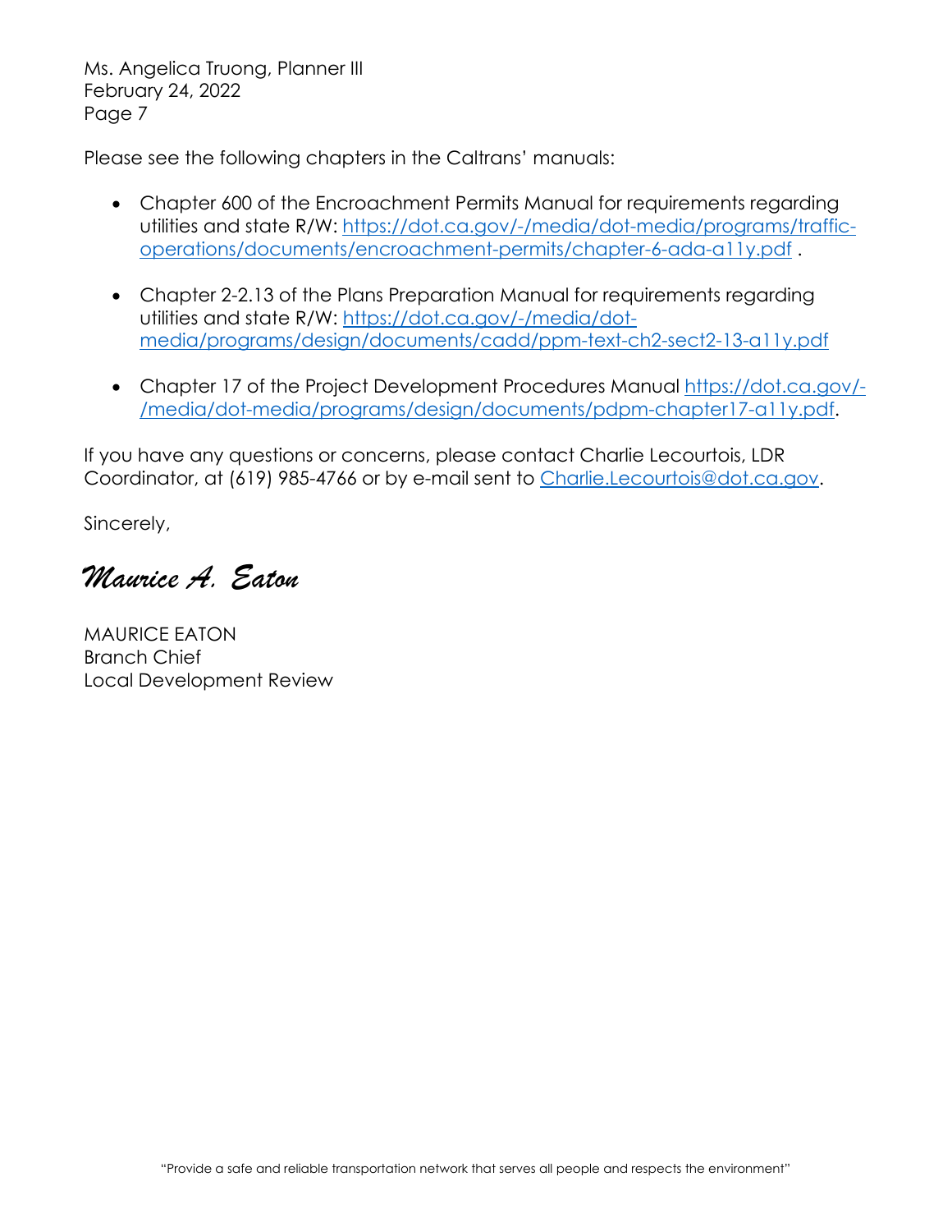Please see the following chapters in the Caltrans' manuals:

- Chapter 600 of the Encroachment Permits Manual for requirements regarding utilities and state R/W: https://dot.ca.gov/-/media/dot-media/programs/traffic-operations/documents/encroachment-permits/chapter-6-ada-a11y.pdf .
- Chapter 2-2.13 of the Plans Preparation Manual for requirements regarding utilities and state R/W: https://dot.ca.gov/-/media/dot-media/programs/design/documents/cadd/ppm-text-ch2-sect2-13-a11y.pdf
- Chapter 17 of the Project Development Procedures Manual https://dot.ca.gov/-/media/dot-media/programs/design/documents/pdpm-chapter17-a11y.pdf.

If you have any questions or concerns, please contact Charlie Lecourtois, LDR Coordinator, at (619) 985-4766 or by e-mail sent to Charlie.Lecourtois@dot.ca.gov.

Sincerely,

*Maurice A. Eaton*

MAURICE EATON
Branch Chief
Local Development Review

"Provide a safe and reliable transportation network that serves all people and respects the environment"